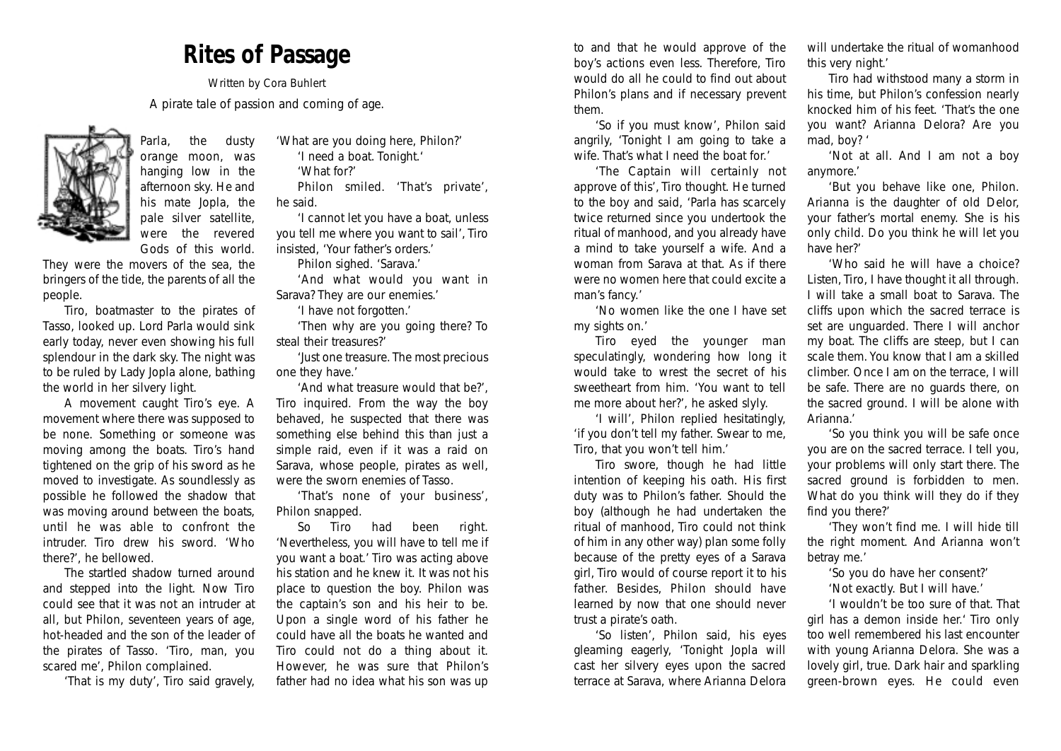# Rites of Passage

Written by Cora Buhlert

A pirate tale of passion and coming of age.

Parla, the dusty orange moon, was hanging low in the afternoon sky. He and his mate Jopla, the pale silver satellite, were the revered Gods of this world. They were the movers of the sea, the bringers of the tide, the parents of all the people.

Tiro, boatmaster to the pirates of Tasso, looked up. Lord Parla would sink early today, never even showing his full splendour in the dark sky. The night was to be ruled by Lady Jopla alone, bathing the world in her silvery light.

A movement caught Tiro's eye. A movement where there was supposed to be none. Something or someone was moving among the boats. Tiro's hand tightened on the grip of his sword as he moved to investigate. As soundlessly as possible he followed the shadow that was moving around between the boats, until he was able to confront the intruder. Tiro drew his sword. 'Who there?', he bellowed.

The startled shadow turned around and stepped into the light. Now Tiro could see that it was not an intruder at all, but Philon, seventeen years of age, hot-headed and the son of the leader of the pirates of Tasso. 'Tiro, man, you scared me', Philon complained.

'That is my duty', Tiro said gravely, 'What are you doing here, Philon?'

'I need a boat. Tonight.'

'What for?'

Philon smiled. 'That's private', he said.

'I cannot let you have a boat, unless you tell me where you want to sail', Tiro insisted, 'Your father's orders.'

Philon sighed. 'Sarava.'

'And what would you want in Sarava? They are our enemies.'

'I have not forgotten.'

'Then why are you going there? To steal their treasures?'

'Just one treasure. The most precious one they have.'

'And what treasure would that be?', Tiro inquired. From the way the boy behaved, he suspected that there was something else behind this than just a simple raid, even if it was a raid on Sarava, whose people, pirates as well, were the sworn enemies of Tasso.

'That's none of your business', Philon snapped.

So Tiro had been right. 'Nevertheless, you will have to tell me if you want a boat.' Tiro was acting above his station and he knew it. It was not his place to question the boy. Philon was the captain's son and his heir to be. Upon a single word of his father he could have all the boats he wanted and Tiro could not do a thing about it. However, he was sure that Philon's father had no idea what his son was up to and that he would approve of the boy's actions even less. Therefore, Tiro would do all he could to find out about Philon's plans and if necessary prevent them.

'So if you must know', Philon said angrily, 'Tonight I am going to take a wife. That's what I need the boat for.'

'The Captain will certainly not approve of this', Tiro thought. He turned to the boy and said, 'Parla has scarcely twice returned since you undertook the ritual of manhood, and you already have a mind to take yourself a wife. And a woman from Sarava at that. As if there were no women here that could excite a man's fancy.'

'No women like the one I have set my sights on.'

Tiro eyed the younger man speculatingly, wondering how long it would take to wrest the secret of his sweetheart from him. 'You want to tell me more about her?', he asked slyly.

'I will', Philon replied hesitatingly, 'if you don't tell my father. Swear to me, Tiro, that you won't tell him.'

Tiro swore, though he had little intention of keeping his oath. His first duty was to Philon's father. Should the boy (although he had undertaken the ritual of manhood, Tiro could not think of him in any other way) plan some folly because of the pretty eyes of a Sarava girl, Tiro would of course report it to his father. Besides, Philon should have learned by now that one should never trust a pirate's oath.

'So listen', Philon said, his eyes gleaming eagerly, 'Tonight Jopla will cast her silvery eyes upon the sacred terrace at Sarava, where Arianna Delora will undertake the ritual of womanhood this very night.'

Tiro had withstood many a storm in his time, but Philon's confession nearly knocked him of his feet. 'That's the one you want? Arianna Delora? Are you mad, boy? '

'Not at all. And I am not a boy anymore.'

'But you behave like one, Philon. Arianna is the daughter of old Delor, your father's mortal enemy. She is his only child. Do you think he will let you have her?'

'Who said he will have a choice? Listen, Tiro, I have thought it all through. I will take a small boat to Sarava. The cliffs upon which the sacred terrace is set are unguarded. There I will anchor my boat. The cliffs are steep, but I can scale them. You know that I am a skilled climber. Once I am on the terrace, I will be safe. There are no guards there, on the sacred ground. I will be alone with Arianna.'

'So you think you will be safe once you are on the sacred terrace. I tell you, your problems will only start there. The sacred ground is forbidden to men. What do you think will they do if they find you there?'

'They won't find me. I will hide till the right moment. And Arianna won't betray me.'

'So you do have her consent?'

'Not exactly. But I will have.'

'I wouldn't be too sure of that. That girl has a demon inside her.' Tiro only too well remembered his last encounter with young Arianna Delora. She was a lovely girl, true. Dark hair and sparkling green-brown eyes. He could even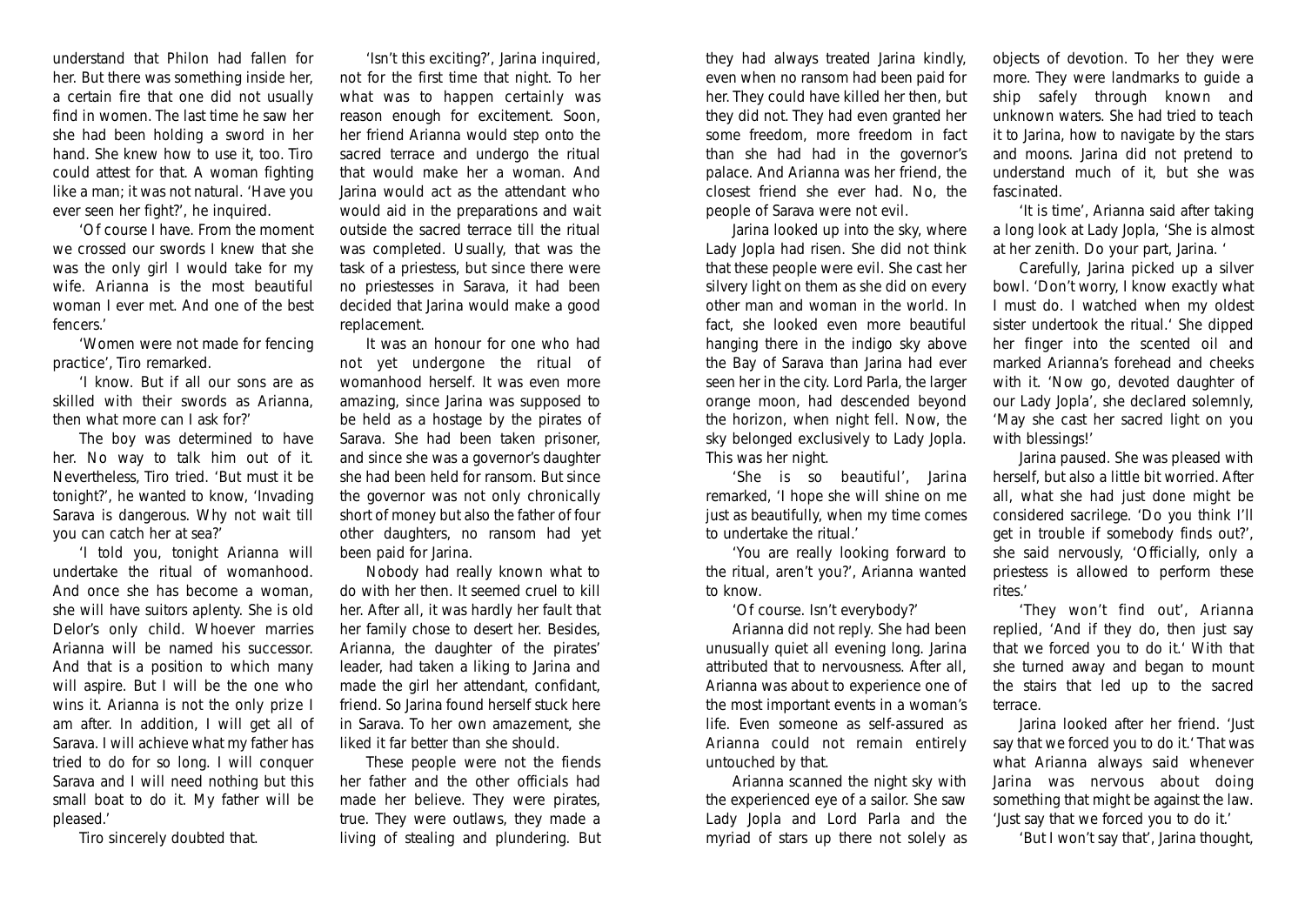understand that Philon had fallen for her. But there was something inside her, a certain fire that one did not usually find in women. The last time he saw her she had been holding a sword in her hand. She knew how to use it, too. Tiro could attest for that. A woman fighting like a man; it was not natural. 'Have you ever seen her fight?', he inquired.

'Of course I have. From the moment we crossed our swords I knew that she was the only girl I would take for my wife. Arianna is the most beautiful woman I ever met. And one of the best fencers.'

'Women were not made for fencing practice', Tiro remarked.

'I know. But if all our sons are as skilled with their swords as Arianna, then what more can I ask for?'

The boy was determined to have her. No way to talk him out of it. Nevertheless, Tiro tried. 'But must it be tonight?', he wanted to know, 'Invading Sarava is dangerous. Why not wait till you can catch her at sea?'

'I told you, tonight Arianna will undertake the ritual of womanhood. And once she has become a woman, she will have suitors aplenty. She is old Delor's only child. Whoever marries Arianna will be named his successor. And that is a position to which many will aspire. But I will be the one who wins it. Arianna is not the only prize I am after. In addition, I will get all of Sarava. I will achieve what my father has tried to do for so long. I will conquer Sarava and I will need nothing but this small boat to do it. My father will be pleased.'

Tiro sincerely doubted that.

'Isn't this exciting?', Jarina inquired, not for the first time that night. To her what was to happen certainly was reason enough for excitement. Soon, her friend Arianna would step onto the sacred terrace and undergo the ritual that would make her a woman. And Jarina would act as the attendant who would aid in the preparations and wait outside the sacred terrace till the ritual was completed. Usually, that was the task of a priestess, but since there were no priestesses in Sarava, it had been decided that Jarina would make a good replacement.

It was an honour for one who had not yet undergone the ritual of womanhood herself. It was even more amazing, since Jarina was supposed to be held as a hostage by the pirates of Sarava. She had been taken prisoner, and since she was a governor's daughter she had been held for ransom. But since the governor was not only chronically short of money but also the father of four other daughters, no ransom had yet been paid for Jarina.

Nobody had really known what to do with her then. It seemed cruel to kill her. After all, it was hardly her fault that her family chose to desert her. Besides, Arianna, the daughter of the pirates' leader, had taken a liking to Jarina and made the girl her attendant, confidant, friend. So Jarina found herself stuck here in Sarava. To her own amazement, she liked it far better than she should.

These people were not the fiends her father and the other officials had made her believe. They were pirates, true. They were outlaws, they made a living of stealing and plundering. But they had always treated Jarina kindly, even when no ransom had been paid for her. They could have killed her then, but they did not. They had even granted her some freedom, more freedom in fact than she had had in the governor's palace. And Arianna was her friend, the closest friend she ever had. No, the people of Sarava were not evil.

Jarina looked up into the sky, where Lady Jopla had risen. She did not think that these people were evil. She cast her silvery light on them as she did on every other man and woman in the world. In fact, she looked even more beautiful hanging there in the indigo sky above the Bay of Sarava than Jarina had ever seen her in the city. Lord Parla, the larger orange moon, had descended beyond the horizon, when night fell. Now, the sky belonged exclusively to Lady Jopla. This was her night.

'She is so beautiful', Jarina remarked, 'I hope she will shine on me just as beautifully, when my time comes to undertake the ritual.'

'You are really looking forward to the ritual, aren't you?', Arianna wanted to know.

'Of course. Isn't everybody?'

Arianna did not reply. She had been unusually quiet all evening long. Jarina attributed that to nervousness. After all, Arianna was about to experience one of the most important events in a woman's life. Even someone as self-assured as Arianna could not remain entirely untouched by that.

Arianna scanned the night sky with the experienced eye of a sailor. She saw Lady Jopla and Lord Parla and the myriad of stars up there not solely as objects of devotion. To her they were more. They were landmarks to guide a ship safely through known and unknown waters. She had tried to teach it to Jarina, how to navigate by the stars and moons. Jarina did not pretend to understand much of it, but she was fascinated.

'It is time', Arianna said after taking a long look at Lady Jopla, 'She is almost at her zenith. Do your part, Jarina. '

Carefully, Jarina picked up a silver bowl. 'Don't worry, I know exactly what I must do. I watched when my oldest sister undertook the ritual.' She dipped her finger into the scented oil and marked Arianna's forehead and cheeks with it. 'Now go, devoted daughter of our Lady Jopla', she declared solemnly, 'May she cast her sacred light on you with blessings!'

Jarina paused. She was pleased with herself, but also a little bit worried. After all, what she had just done might be considered sacrilege. 'Do you think I'll get in trouble if somebody finds out?', she said nervously, 'Officially, only a priestess is allowed to perform these rites.'

'They won't find out', Arianna replied, 'And if they do, then just say that we forced you to do it.' With that she turned away and began to mount the stairs that led up to the sacred terrace.

Jarina looked after her friend. 'Just say that we forced you to do it.' That was what Arianna always said whenever Jarina was nervous about doing something that might be against the law. 'Just say that we forced you to do it.'

'But I won't say that', Jarina thought,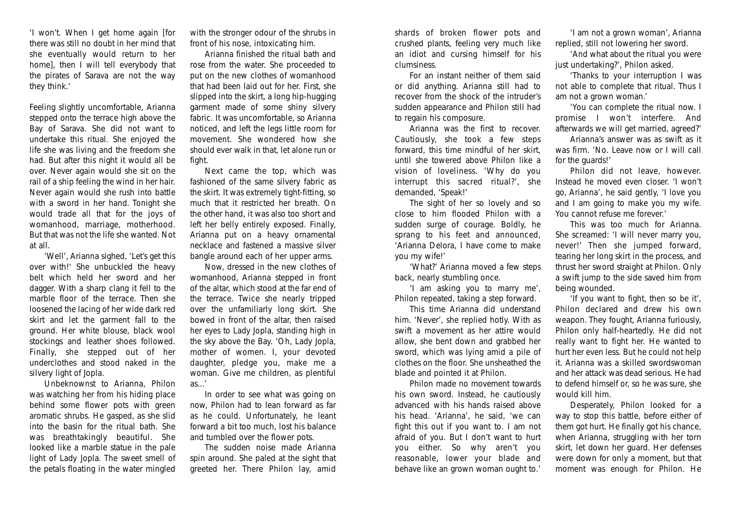'I won't. When I get home again [for there was still no doubt in her mind that she eventually would return to her home], then I will tell everybody that the pirates of Sarava are not the way they think.'

Feeling slightly uncomfortable, Arianna stepped onto the terrace high above the Bay of Sarava. She did not want to undertake this ritual. She enjoyed the life she was living and the freedom she had. But after this night it would all be over. Never again would she sit on the rail of a ship feeling the wind in her hair. Never again would she rush into battle with a sword in her hand. Tonight she would trade all that for the joys of womanhood, marriage, motherhood. But that was not the life she wanted. Not at all.

'Well', Arianna sighed, 'Let's get this over with!' She unbuckled the heavy belt which held her sword and her dagger. With a sharp clang it fell to the marble floor of the terrace. Then she loosened the lacing of her wide dark red skirt and let the garment fall to the ground. Her white blouse, black wool stockings and leather shoes followed. Finally, she stepped out of her underclothes and stood naked in the silvery light of Jopla.

Unbeknownst to Arianna, Philon was watching her from his hiding place behind some flower pots with green aromatic shrubs. He gasped, as she slid into the basin for the ritual bath. She was breathtakingly beautiful. She looked like a marble statue in the pale light of Lady Jopla. The sweet smell of the petals floating in the water mingled with the stronger odour of the shrubs in front of his nose, intoxicating him.

Arianna finished the ritual bath and rose from the water. She proceeded to put on the new clothes of womanhood that had been laid out for her. First, she slipped into the skirt, a long hip-hugging garment made of some shiny silvery fabric. It was uncomfortable, so Arianna noticed, and left the legs little room for movement. She wondered how she should ever walk in that, let alone run or fight.

Next came the top, which was fashioned of the same silvery fabric as the skirt. It was extremely tight-fitting, so much that it restricted her breath. On the other hand, it was also too short and left her belly entirely exposed. Finally, Arianna put on a heavy ornamental necklace and fastened a massive silver bangle around each of her upper arms.

Now, dressed in the new clothes of womanhood, Arianna stepped in front of the altar, which stood at the far end of the terrace. Twice she nearly tripped over the unfamiliarly long skirt. She bowed in front of the altar, then raised her eyes to Lady Jopla, standing high in the sky above the Bay. 'Oh, Lady Jopla, mother of women. I, your devoted daughter, pledge you, make me a woman. Give me children, as plentiful as...'

In order to see what was going on now, Philon had to lean forward as far as he could. Unfortunately, he leant forward a bit too much, lost his balance and tumbled over the flower pots.

The sudden noise made Arianna spin around. She paled at the sight that greeted her. There Philon lay, amid shards of broken flower pots and crushed plants, feeling very much like an idiot and cursing himself for his clumsiness.

For an instant neither of them said or did anything. Arianna still had to recover from the shock of the intruder's sudden appearance and Philon still had to regain his composure.

Arianna was the first to recover. Cautiously, she took a few steps forward, this time mindful of her skirt, until she towered above Philon like a vision of loveliness. 'Why do you interrupt this sacred ritual?', she demanded, 'Speak!'

The sight of her so lovely and so close to him flooded Philon with a sudden surge of courage. Boldly, he sprang to his feet and announced, 'Arianna Delora, I have come to make you my wife!'

'What?' Arianna moved a few steps back, nearly stumbling once.

'I am asking you to marry me', Philon repeated, taking a step forward.

This time Arianna did understand him. 'Never', she replied hotly. With as swift a movement as her attire would allow, she bent down and grabbed her sword, which was lying amid a pile of clothes on the floor. She unsheathed the blade and pointed it at Philon.

Philon made no movement towards his own sword. Instead, he cautiously advanced with his hands raised above his head. 'Arianna', he said, 'we can fight this out if you want to. I am not afraid of you. But I don't want to hurt you either. So why aren't you reasonable, lower your blade and behave like an grown woman ought to.'

'I am not a grown woman', Arianna replied, still not lowering her sword.

'And what about the ritual you were just undertaking?', Philon asked.

'Thanks to your interruption I was not able to complete that ritual. Thus I am not a grown woman.'

'You can complete the ritual now. I promise I won't interfere. And afterwards we will get married, agreed?'

Arianna's answer was as swift as it was firm. 'No. Leave now or I will call for the guards!'

Philon did not leave, however. Instead he moved even closer. 'I won't go, Arianna', he said gently, 'I love you and I am going to make you my wife. You cannot refuse me forever.'

This was too much for Arianna. She screamed: 'I will never marry you, never!' Then she jumped forward, tearing her long skirt in the process, and thrust her sword straight at Philon. Only a swift jump to the side saved him from being wounded.

'If you want to fight, then so be it', Philon declared and drew his own weapon. They fought, Arianna furiously, Philon only half-heartedly. He did not really want to fight her. He wanted to hurt her even less. But he could not help it. Arianna was a skilled swordswoman and her attack was dead serious. He had to defend himself or, so he was sure, she would kill him.

Desperately, Philon looked for a way to stop this battle, before either of them got hurt. He finally got his chance, when Arianna, struggling with her torn skirt, let down her guard. Her defenses were down for only a moment, but that moment was enough for Philon. He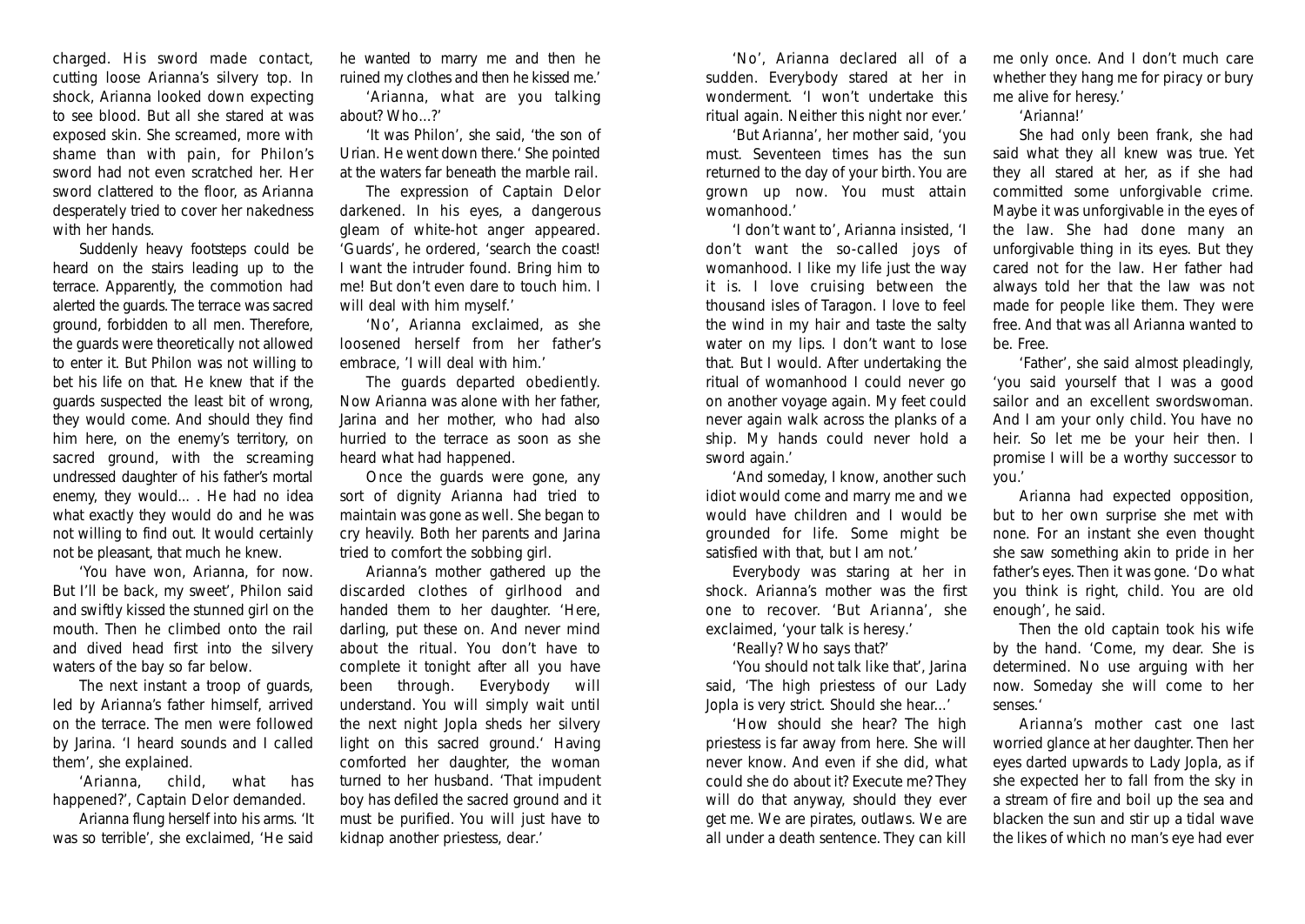charged. His sword made contact, cutting loose Arianna's silvery top. In shock, Arianna looked down expecting to see blood. But all she stared at was exposed skin. She screamed, more with shame than with pain, for Philon's sword had not even scratched her. Her sword clattered to the floor, as Arianna desperately tried to cover her nakedness with her hands.

Suddenly heavy footsteps could be heard on the stairs leading up to the terrace. Apparently, the commotion had alerted the guards. The terrace was sacred ground, forbidden to all men. Therefore, the guards were theoretically not allowed to enter it. But Philon was not willing to bet his life on that. He knew that if the guards suspected the least bit of wrong, they would come. And should they find him here, on the enemy's territory, on sacred ground, with the screaming undressed daughter of his father's mortal enemy, they would... . He had no idea what exactly they would do and he was not willing to find out. It would certainly not be pleasant, that much he knew.

'You have won, Arianna, for now. But I'll be back, my sweet', Philon said and swiftly kissed the stunned girl on the mouth. Then he climbed onto the rail and dived head first into the silvery waters of the bay so far below.

The next instant a troop of guards, led by Arianna's father himself, arrived on the terrace. The men were followed by Jarina. 'I heard sounds and I called them', she explained.

'Arianna, child, what has happened?', Captain Delor demanded.

Arianna flung herself into his arms. 'It was so terrible', she exclaimed, 'He said he wanted to marry me and then he ruined my clothes and then he kissed me.'

'Arianna, what are you talking about? Who...?'

'It was Philon', she said, 'the son of Urian. He went down there.' She pointed at the waters far beneath the marble rail.

The expression of Captain Delor darkened. In his eyes, a dangerous gleam of white-hot anger appeared. 'Guards', he ordered, 'search the coast! I want the intruder found. Bring him to me! But don't even dare to touch him. I will deal with him myself.'

'No', Arianna exclaimed, as she loosened herself from her father's embrace, 'I will deal with him.'

The guards departed obediently. Now Arianna was alone with her father, Jarina and her mother, who had also hurried to the terrace as soon as she heard what had happened.

Once the guards were gone, any sort of dignity Arianna had tried to maintain was gone as well. She began to cry heavily. Both her parents and Jarina tried to comfort the sobbing girl.

Arianna's mother gathered up the discarded clothes of girlhood and handed them to her daughter. 'Here, darling, put these on. And never mind about the ritual. You don't have to complete it tonight after all you have been through. Everybody will understand. You will simply wait until the next night Jopla sheds her silvery light on this sacred ground.' Having comforted her daughter, the woman turned to her husband. 'That impudent boy has defiled the sacred ground and it must be purified. You will just have to kidnap another priestess, dear.'

'No', Arianna declared all of a sudden. Everybody stared at her in wonderment. 'I won't undertake this ritual again. Neither this night nor ever.'

'But Arianna', her mother said, 'you must. Seventeen times has the sun returned to the day of your birth. You are grown up now. You must attain womanhood.'

'I don't want to', Arianna insisted, 'I don't want the so-called joys of womanhood. I like my life just the way it is. I love cruising between the thousand isles of Taragon. I love to feel the wind in my hair and taste the salty water on my lips. I don't want to lose that. But I would. After undertaking the ritual of womanhood I could never go on another voyage again. My feet could never again walk across the planks of a ship. My hands could never hold a sword again.'

'And someday, I know, another such idiot would come and marry me and we would have children and I would be grounded for life. Some might be satisfied with that, but I am not.'

Everybody was staring at her in shock. Arianna's mother was the first one to recover. 'But Arianna', she exclaimed, 'your talk is heresy.'

'Really? Who says that?'

'You should not talk like that', Jarina said, 'The high priestess of our Lady Jopla is very strict. Should she hear...'

'How should she hear? The high priestess is far away from here. She will never know. And even if she did, what could she do about it? Execute me? They will do that anyway, should they ever get me. We are pirates, outlaws. We are all under a death sentence. They can kill me only once. And I don't much care whether they hang me for piracy or bury me alive for heresy.'

'Arianna!'

She had only been frank, she had said what they all knew was true. Yet they all stared at her, as if she had committed some unforgivable crime. Maybe it was unforgivable in the eyes of the law. She had done many an unforgivable thing in its eyes. But they cared not for the law. Her father had always told her that the law was not made for people like them. They were free. And that was all Arianna wanted to be. Free.

'Father', she said almost pleadingly, 'you said yourself that I was a good sailor and an excellent swordswoman. And I am your only child. You have no heir. So let me be your heir then. I promise I will be a worthy successor to you.'

Arianna had expected opposition, but to her own surprise she met with none. For an instant she even thought she saw something akin to pride in her father's eyes. Then it was gone. 'Do what you think is right, child. You are old enough', he said.

Then the old captain took his wife by the hand. 'Come, my dear. She is determined. No use arguing with her now. Someday she will come to her senses.'

Arianna's mother cast one last worried glance at her daughter. Then her eyes darted upwards to Lady Jopla, as if she expected her to fall from the sky in a stream of fire and boil up the sea and blacken the sun and stir up a tidal wave the likes of which no man's eye had ever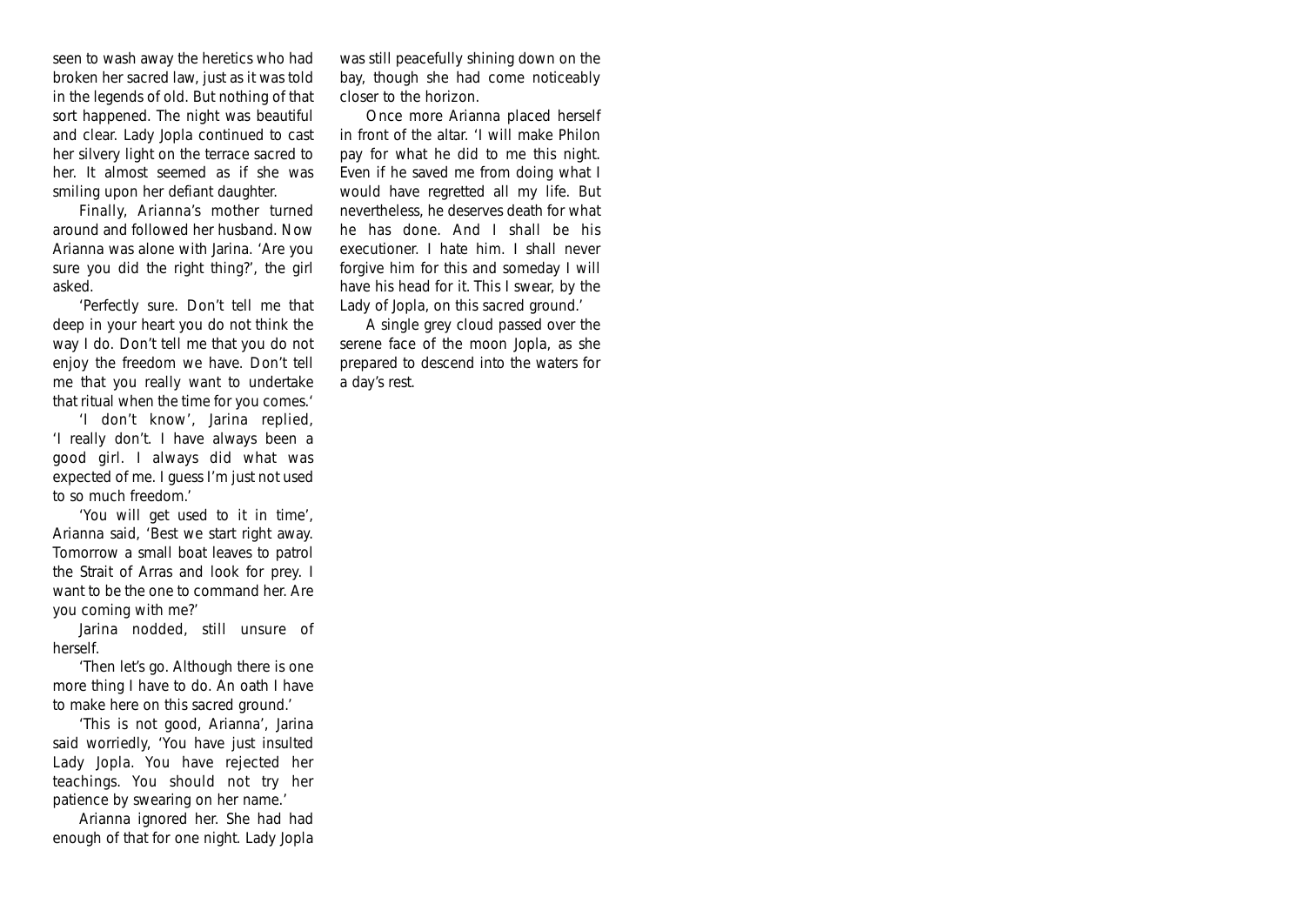seen to wash away the heretics who had broken her sacred law, just as it was told in the legends of old. But nothing of that sort happened. The night was beautiful and clear. Lady Jopla continued to cast her silvery light on the terrace sacred to her. It almost seemed as if she was smiling upon her defiant daughter.

Finally, Arianna's mother turned around and followed her husband. Now Arianna was alone with Jarina. 'Are you sure you did the right thing?', the girl asked.

'Perfectly sure. Don't tell me that deep in your heart you do not think the way I do. Don't tell me that you do not enjoy the freedom we have. Don't tell me that you really want to undertake that ritual when the time for you comes.'

'I don't know', Jarina replied, 'I really don't. I have always been a good girl. I always did what was expected of me. I guess I'm just not used to so much freedom.'

'You will get used to it in time', Arianna said, 'Best we start right away. Tomorrow a small boat leaves to patrol the Strait of Arras and look for prey. I want to be the one to command her. Are you coming with me?'

Jarina nodded, still unsure of herself.

'Then let's go. Although there is one more thing I have to do. An oath I have to make here on this sacred ground.'

'This is not good, Arianna', Jarina said worriedly, 'You have just insulted Lady Jopla. You have rejected her teachings. You should not try her patience by swearing on her name.'

Arianna ignored her. She had had enough of that for one night. Lady Jopla was still peacefully shining down on the bay, though she had come noticeably closer to the horizon.

Once more Arianna placed herself in front of the altar. 'I will make Philon pay for what he did to me this night. Even if he saved me from doing what I would have regretted all my life. But nevertheless, he deserves death for what he has done. And I shall be his executioner. I hate him. I shall never forgive him for this and someday I will have his head for it. This I swear, by the Lady of Jopla, on this sacred ground.'

A single grey cloud passed over the serene face of the moon Jopla, as she prepared to descend into the waters for a day's rest.